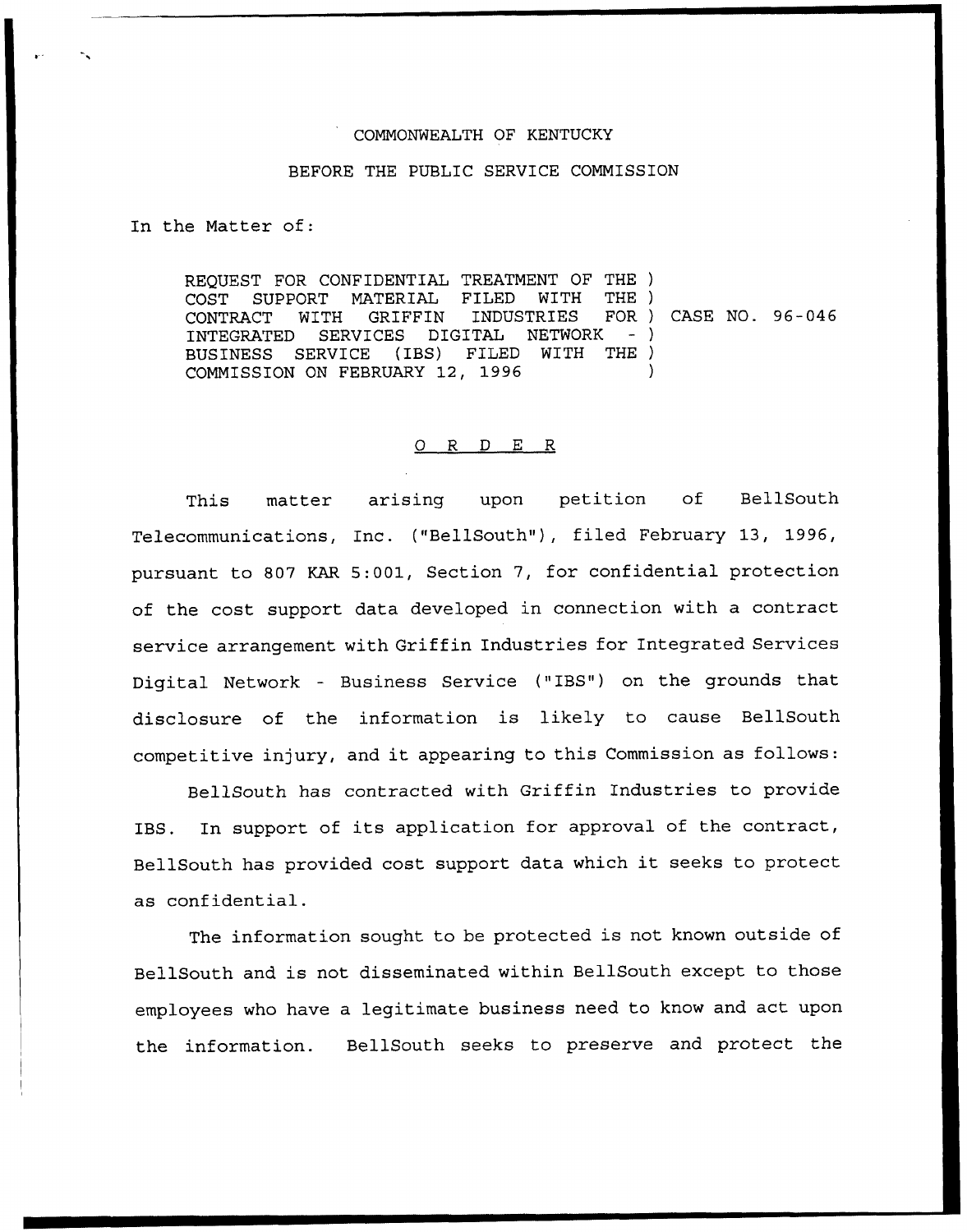COMMONWEALTH OF KENTUCKY

BEFORE THE PUBLIC SERVICE COMMISSION

In the Matter of:

| | | |
|---|---|---|
| REQUEST FOR CONFIDENTIAL TREATMENT OF THE COST SUPPORT MATERIAL FILED WITH THE CONTRACT WITH GRIFFIN INDUSTRIES FOR INTEGRATED SERVICES DIGITAL NETWORK - BUSINESS SERVICE (IBS) FILED WITH THE COMMISSION ON FEBRUARY 12, 1996 | ) | CASE NO. 96-046 |

O R D E R

This matter arising upon petition of BellSouth Telecommunications, Inc. ("BellSouth"), filed February 13, 1996, pursuant to 807 KAR 5:001, Section 7, for confidential protection of the cost support data developed in connection with a contract service arrangement with Griffin Industries for Integrated Services Digital Network - Business Service ("IBS") on the grounds that disclosure of the information is likely to cause BellSouth competitive injury, and it appearing to this Commission as follows:

BellSouth has contracted with Griffin Industries to provide IBS. In support of its application for approval of the contract, BellSouth has provided cost support data which it seeks to protect as confidential.

The information sought to be protected is not known outside of BellSouth and is not disseminated within BellSouth except to those employees who have a legitimate business need to know and act upon the information. BellSouth seeks to preserve and protect the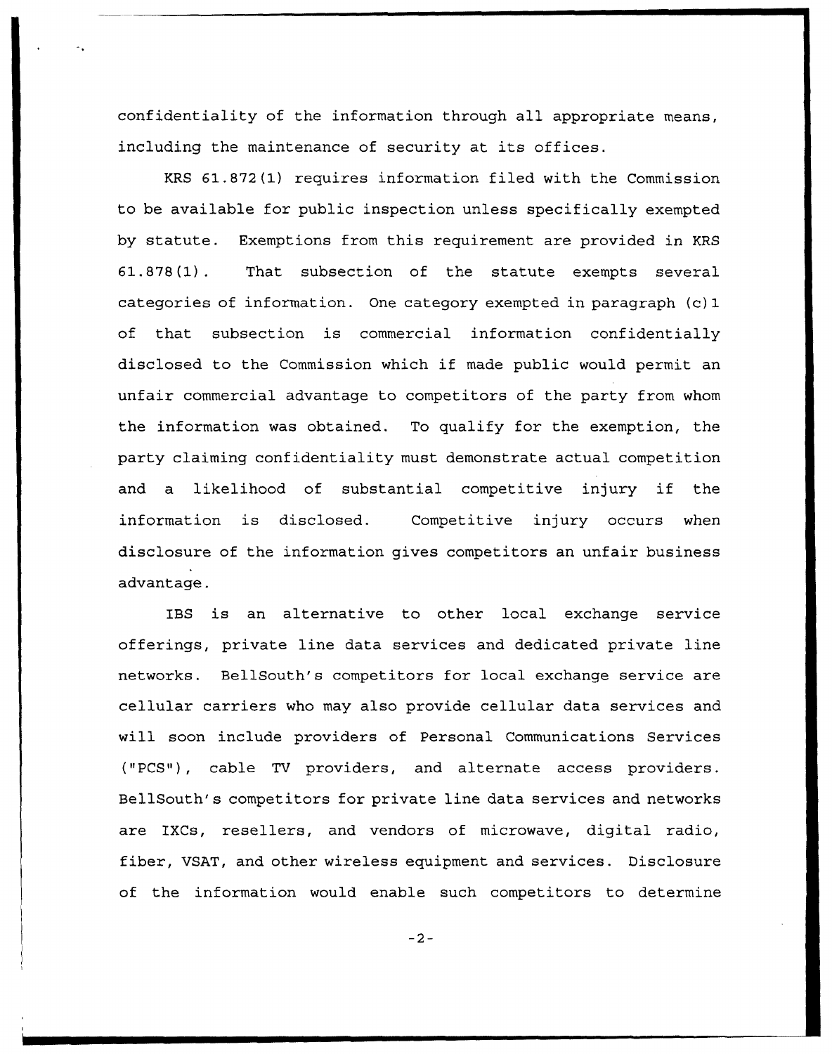confidentiality of the information through all appropriate means, including the maintenance of security at its offices.

KRS 61.872(1) requires information filed with the Commission to be available for public inspection unless specifically exempted by statute. Exemptions from this requirement are provided in KRS 61.878(1). That subsection of the statute exempts several categories of information. One category exempted in paragraph (c)1 of that subsection is commercial information confidentially disclosed to the Commission which if made public would permit an unfair commercial advantage to competitors of the party from whom the information was obtained. To qualify for the exemption, the party claiming confidentiality must demonstrate actual competition and a likelihood of substantial competitive injury if the information is disclosed. Competitive injury occurs when disclosure of the information gives competitors an unfair business advantage.

IBS is an alternative to other local exchange service offerings, private line data services and dedicated private line networks. BellSouth's competitors for local exchange service are cellular carriers who may also provide cellular data services and will soon include providers of Personal Communications Services ("PCS"), cable TV providers, and alternate access providers. BellSouth's competitors for private line data services and networks are IXCs, resellers, and vendors of microwave, digital radio, fiber, VSAT, and other wireless equipment and services. Disclosure of the information would enable such competitors to determine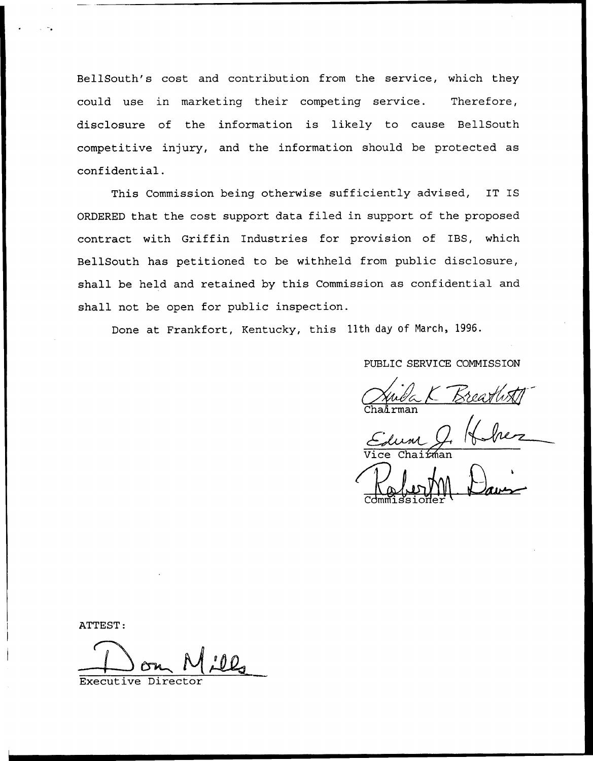BellSouth's cost and contribution from the service, which they could use in marketing their competing service. Therefore, disclosure of the information is likely to cause BellSouth competitive injury, and the information should be protected as confidential.

This Commission being otherwise sufficiently advised, IT IS ORDERED that the cost support data filed in support of the proposed contract with Griffin Industries for provision of IBS, which BellSouth has petitioned to be withheld from public disclosure, shall be held and retained by this Commission as confidential and shall not be open for public inspection.

Done at Frankfort, Kentucky, this 11th day of March, 1996.

PUBLIC SERVICE COMMISSION

Linda K. Breathitt
Chairman

Edward J. Holmes
Vice Chairman

Robert M. Davis
Commissioner

ATTEST:

Don Mills
Executive Director